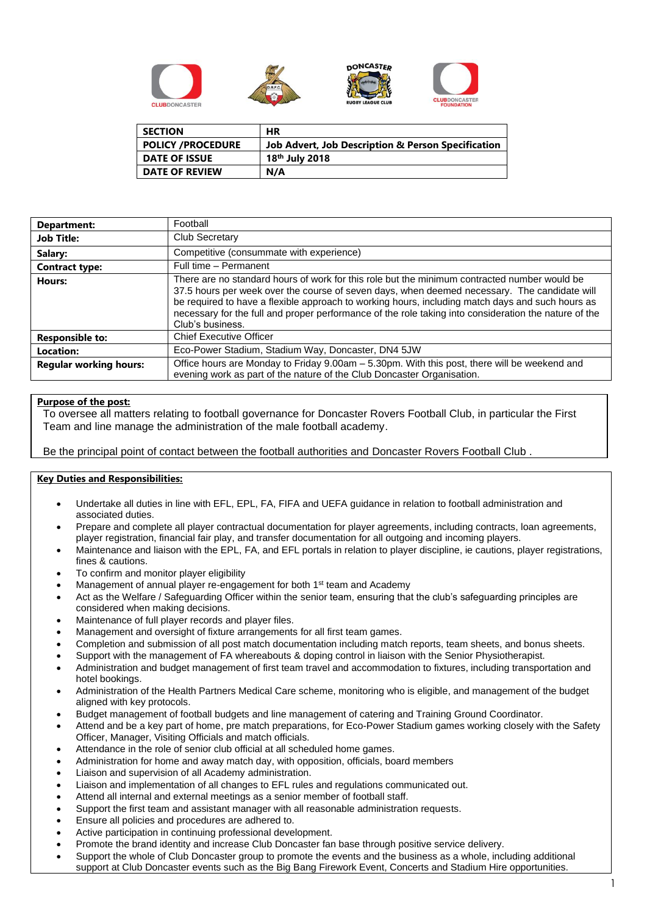| SECTION | HR |
|---|---|
| POLICY /PROCEDURE | Job Advert, Job Description & Person Specification |
| DATE OF ISSUE | 18th July 2018 |
| DATE OF REVIEW | N/A |

| Department: | Football |
|---|---|
| Job Title: | Club Secretary |
| Salary: | Competitive (consummate with experience) |
| Contract type: | Full time – Permanent |
| Hours: | There are no standard hours of work for this role but the minimum contracted number would be 37.5 hours per week over the course of seven days, when deemed necessary. The candidate will be required to have a flexible approach to working hours, including match days and such hours as necessary for the full and proper performance of the role taking into consideration the nature of the Club's business. |
| Responsible to: | Chief Executive Officer |
| Location: | Eco-Power Stadium, Stadium Way, Doncaster, DN4 5JW |
| Regular working hours: | Office hours are Monday to Friday 9.00am – 5.30pm. With this post, there will be weekend and evening work as part of the nature of the Club Doncaster Organisation. |

**Purpose of the post:**

To oversee all matters relating to football governance for Doncaster Rovers Football Club, in particular the First Team and line manage the administration of the male football academy.

Be the principal point of contact between the football authorities and Doncaster Rovers Football Club .

**Key Duties and Responsibilities:**

- Undertake all duties in line with EFL, EPL, FA, FIFA and UEFA guidance in relation to football administration and associated duties.
- Prepare and complete all player contractual documentation for player agreements, including contracts, loan agreements, player registration, financial fair play, and transfer documentation for all outgoing and incoming players.
- Maintenance and liaison with the EPL, FA, and EFL portals in relation to player discipline, ie cautions, player registrations, fines & cautions.
- To confirm and monitor player eligibility
- Management of annual player re-engagement for both 1st team and Academy
- Act as the Welfare / Safeguarding Officer within the senior team, ensuring that the club's safeguarding principles are considered when making decisions.
- Maintenance of full player records and player files.
- Management and oversight of fixture arrangements for all first team games.
- Completion and submission of all post match documentation including match reports, team sheets, and bonus sheets.
- Support with the management of FA whereabouts & doping control in liaison with the Senior Physiotherapist.
- Administration and budget management of first team travel and accommodation to fixtures, including transportation and hotel bookings.
- Administration of the Health Partners Medical Care scheme, monitoring who is eligible, and management of the budget aligned with key protocols.
- Budget management of football budgets and line management of catering and Training Ground Coordinator.
- Attend and be a key part of home, pre match preparations, for Eco-Power Stadium games working closely with the Safety Officer, Manager, Visiting Officials and match officials.
- Attendance in the role of senior club official at all scheduled home games.
- Administration for home and away match day, with opposition, officials, board members
- Liaison and supervision of all Academy administration.
- Liaison and implementation of all changes to EFL rules and regulations communicated out.
- Attend all internal and external meetings as a senior member of football staff.
- Support the first team and assistant manager with all reasonable administration requests.
- Ensure all policies and procedures are adhered to.
- Active participation in continuing professional development.
- Promote the brand identity and increase Club Doncaster fan base through positive service delivery.
- Support the whole of Club Doncaster group to promote the events and the business as a whole, including additional support at Club Doncaster events such as the Big Bang Firework Event, Concerts and Stadium Hire opportunities.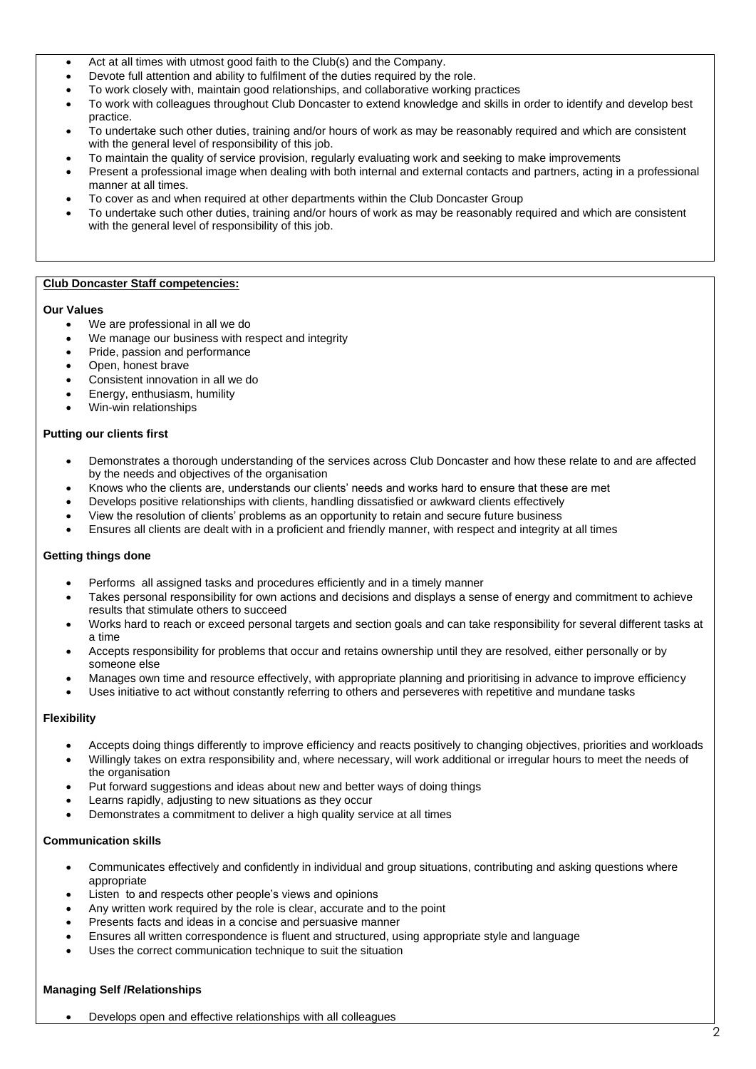- Act at all times with utmost good faith to the Club(s) and the Company.
- Devote full attention and ability to fulfilment of the duties required by the role.
- To work closely with, maintain good relationships, and collaborative working practices
- To work with colleagues throughout Club Doncaster to extend knowledge and skills in order to identify and develop best practice.
- To undertake such other duties, training and/or hours of work as may be reasonably required and which are consistent with the general level of responsibility of this job.
- To maintain the quality of service provision, regularly evaluating work and seeking to make improvements
- Present a professional image when dealing with both internal and external contacts and partners, acting in a professional manner at all times.
- To cover as and when required at other departments within the Club Doncaster Group
- To undertake such other duties, training and/or hours of work as may be reasonably required and which are consistent with the general level of responsibility of this job.

**Club Doncaster Staff competencies:**

**Our Values**

- We are professional in all we do
- We manage our business with respect and integrity
- Pride, passion and performance
- Open, honest brave
- Consistent innovation in all we do
- Energy, enthusiasm, humility
- Win-win relationships

**Putting our clients first**

- Demonstrates a thorough understanding of the services across Club Doncaster and how these relate to and are affected by the needs and objectives of the organisation
- Knows who the clients are, understands our clients' needs and works hard to ensure that these are met
- Develops positive relationships with clients, handling dissatisfied or awkward clients effectively
- View the resolution of clients' problems as an opportunity to retain and secure future business
- Ensures all clients are dealt with in a proficient and friendly manner, with respect and integrity at all times

**Getting things done**

- Performs all assigned tasks and procedures efficiently and in a timely manner
- Takes personal responsibility for own actions and decisions and displays a sense of energy and commitment to achieve results that stimulate others to succeed
- Works hard to reach or exceed personal targets and section goals and can take responsibility for several different tasks at a time
- Accepts responsibility for problems that occur and retains ownership until they are resolved, either personally or by someone else
- Manages own time and resource effectively, with appropriate planning and prioritising in advance to improve efficiency
- Uses initiative to act without constantly referring to others and perseveres with repetitive and mundane tasks

**Flexibility**

- Accepts doing things differently to improve efficiency and reacts positively to changing objectives, priorities and workloads
- Willingly takes on extra responsibility and, where necessary, will work additional or irregular hours to meet the needs of the organisation
- Put forward suggestions and ideas about new and better ways of doing things
- Learns rapidly, adjusting to new situations as they occur
- Demonstrates a commitment to deliver a high quality service at all times

**Communication skills**

- Communicates effectively and confidently in individual and group situations, contributing and asking questions where appropriate
- Listen to and respects other people's views and opinions
- Any written work required by the role is clear, accurate and to the point
- Presents facts and ideas in a concise and persuasive manner
- Ensures all written correspondence is fluent and structured, using appropriate style and language
- Uses the correct communication technique to suit the situation

**Managing Self /Relationships**

- Develops open and effective relationships with all colleagues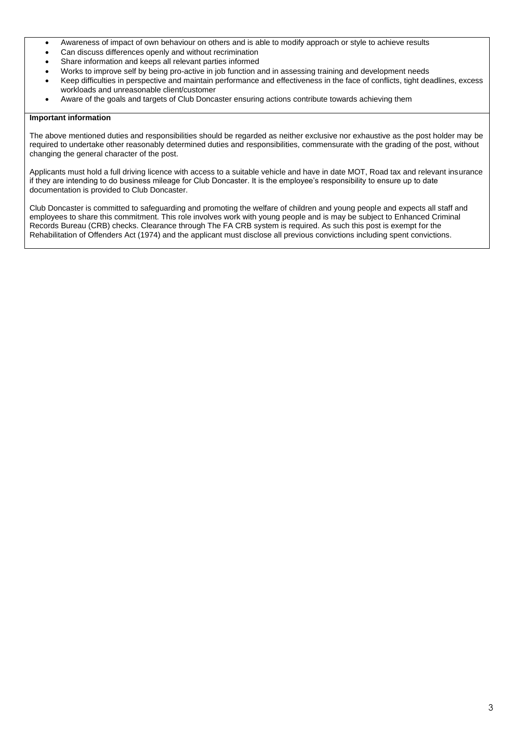- Awareness of impact of own behaviour on others and is able to modify approach or style to achieve results
- Can discuss differences openly and without recrimination
- Share information and keeps all relevant parties informed
- Works to improve self by being pro-active in job function and in assessing training and development needs
- Keep difficulties in perspective and maintain performance and effectiveness in the face of conflicts, tight deadlines, excess workloads and unreasonable client/customer
- Aware of the goals and targets of Club Doncaster ensuring actions contribute towards achieving them

**Important information**

The above mentioned duties and responsibilities should be regarded as neither exclusive nor exhaustive as the post holder may be required to undertake other reasonably determined duties and responsibilities, commensurate with the grading of the post, without changing the general character of the post.

Applicants must hold a full driving licence with access to a suitable vehicle and have in date MOT, Road tax and relevant insurance if they are intending to do business mileage for Club Doncaster. It is the employee's responsibility to ensure up to date documentation is provided to Club Doncaster.

Club Doncaster is committed to safeguarding and promoting the welfare of children and young people and expects all staff and employees to share this commitment. This role involves work with young people and is may be subject to Enhanced Criminal Records Bureau (CRB) checks. Clearance through The FA CRB system is required. As such this post is exempt for the Rehabilitation of Offenders Act (1974) and the applicant must disclose all previous convictions including spent convictions.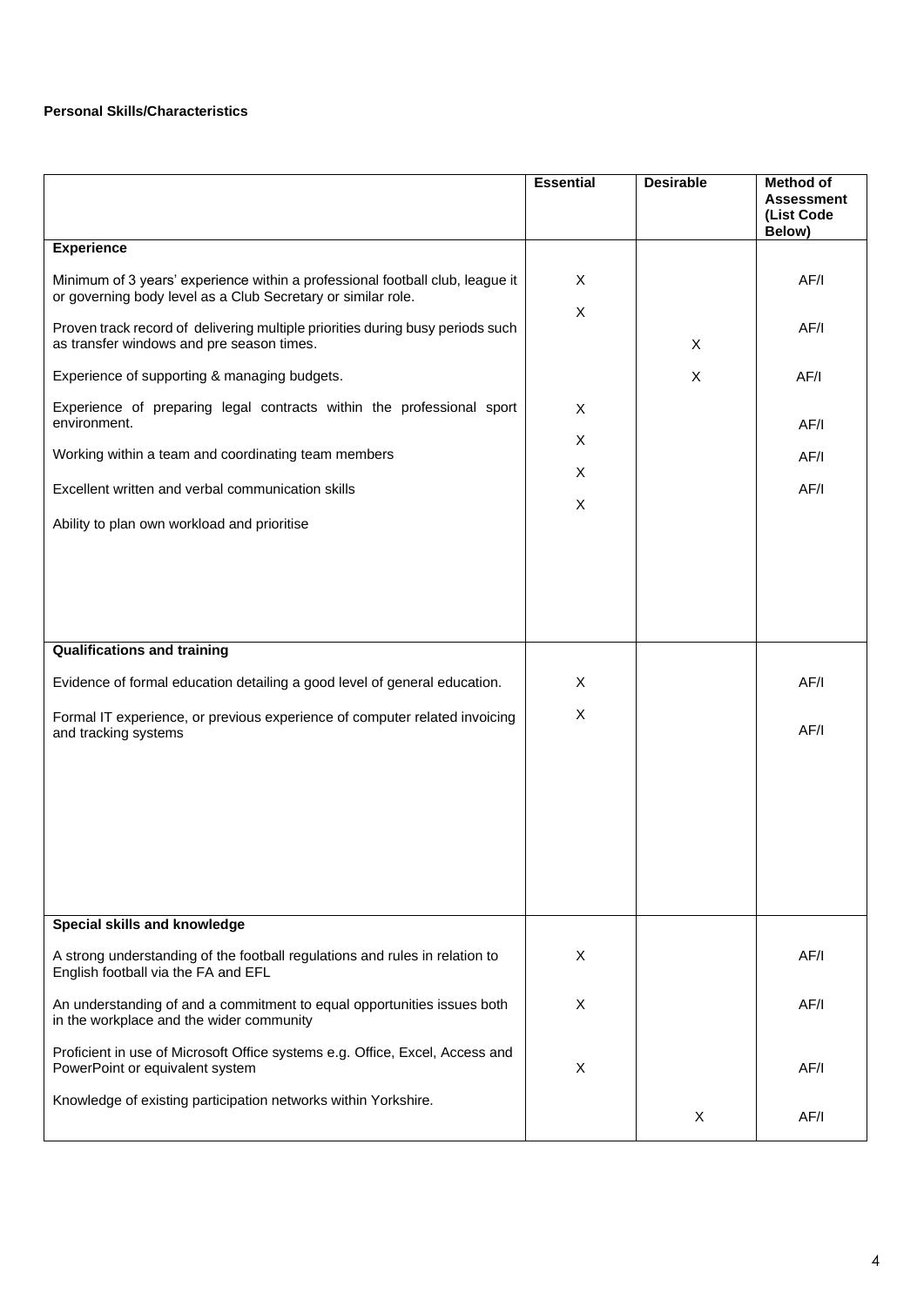**Personal Skills/Characteristics**

| | Essential | Desirable | Method of Assessment (List Code Below) |
|---|---|---|---|
| **Experience** | | | |
| Minimum of 3 years' experience within a professional football club, league it or governing body level as a Club Secretary or similar role. | X | | AF/I |
| Proven track record of delivering multiple priorities during busy periods such as transfer windows and pre season times. | X | X | AF/I |
| Experience of supporting & managing budgets. | | X | AF/I |
| Experience of preparing legal contracts within the professional sport environment. | X | | AF/I |
| Working within a team and coordinating team members | X | | AF/I |
| Excellent written and verbal communication skills | X | | AF/I |
| Ability to plan own workload and prioritise | X | | |
| **Qualifications and training** | | | |
| Evidence of formal education detailing a good level of general education. | X | | AF/I |
| Formal IT experience, or previous experience of computer related invoicing and tracking systems | X | | AF/I |
| **Special skills and knowledge** | | | |
| A strong understanding of the football regulations and rules in relation to English football via the FA and EFL | X | | AF/I |
| An understanding of and a commitment to equal opportunities issues both in the workplace and the wider community | X | | AF/I |
| Proficient in use of Microsoft Office systems e.g. Office, Excel, Access and PowerPoint or equivalent system | X | | AF/I |
| Knowledge of existing participation networks within Yorkshire. | | X | AF/I |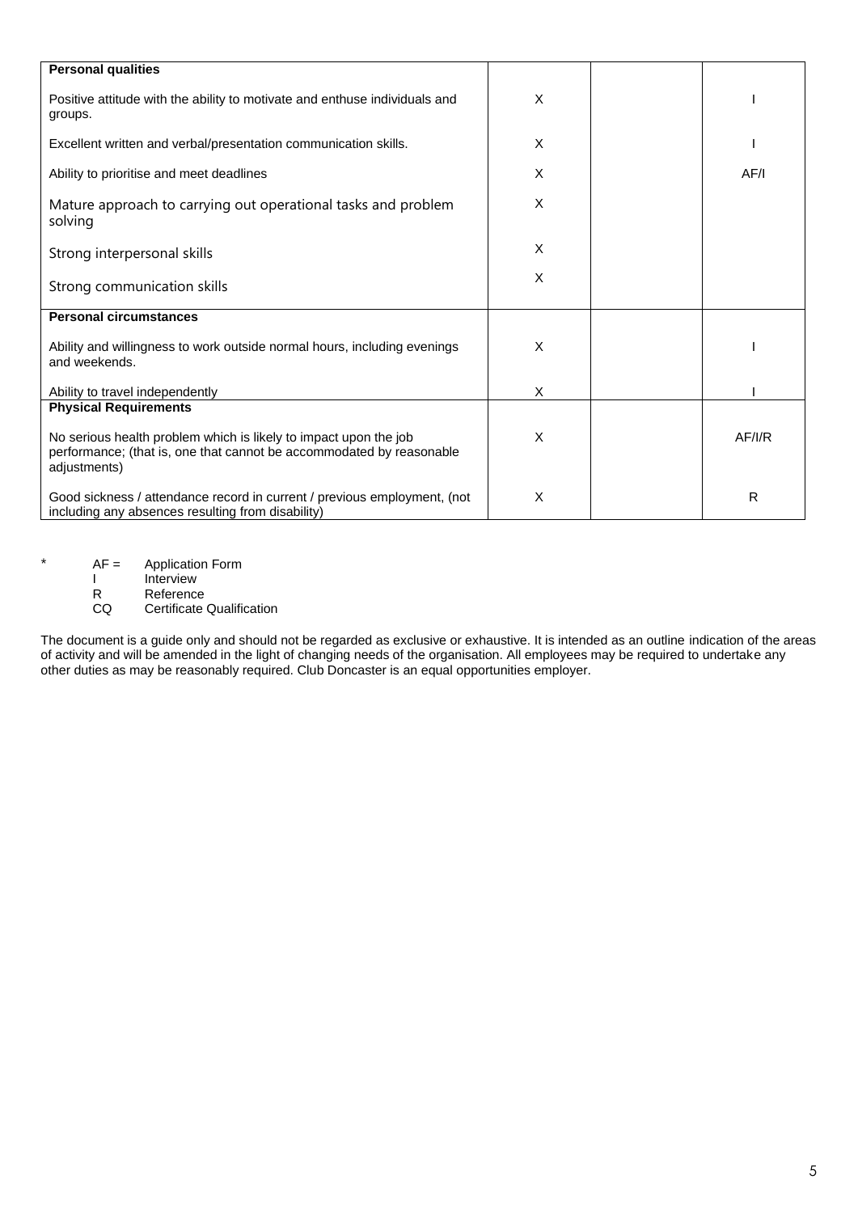| | | | |
|---|---|---|---|
| **Personal qualities** | | | |
| Positive attitude with the ability to motivate and enthuse individuals and groups. | X | | I |
| Excellent written and verbal/presentation communication skills. | X | | I |
| Ability to prioritise and meet deadlines | X | | AF/I |
| Mature approach to carrying out operational tasks and problem solving | X | | |
| Strong interpersonal skills | X | | |
| Strong communication skills | X | | |
| **Personal circumstances** | | | |
| Ability and willingness to work outside normal hours, including evenings and weekends. | X | | I |
| Ability to travel independently | X | | I |
| **Physical Requirements** | | | |
| No serious health problem which is likely to impact upon the job performance; (that is, one that cannot be accommodated by reasonable adjustments) | X | | AF/I/R |
| Good sickness / attendance record in current / previous employment, (not including any absences resulting from disability) | X | | R |

\* AF = Application Form
I Interview
R Reference
CQ Certificate Qualification

The document is a guide only and should not be regarded as exclusive or exhaustive. It is intended as an outline indication of the areas of activity and will be amended in the light of changing needs of the organisation. All employees may be required to undertake any other duties as may be reasonably required. Club Doncaster is an equal opportunities employer.